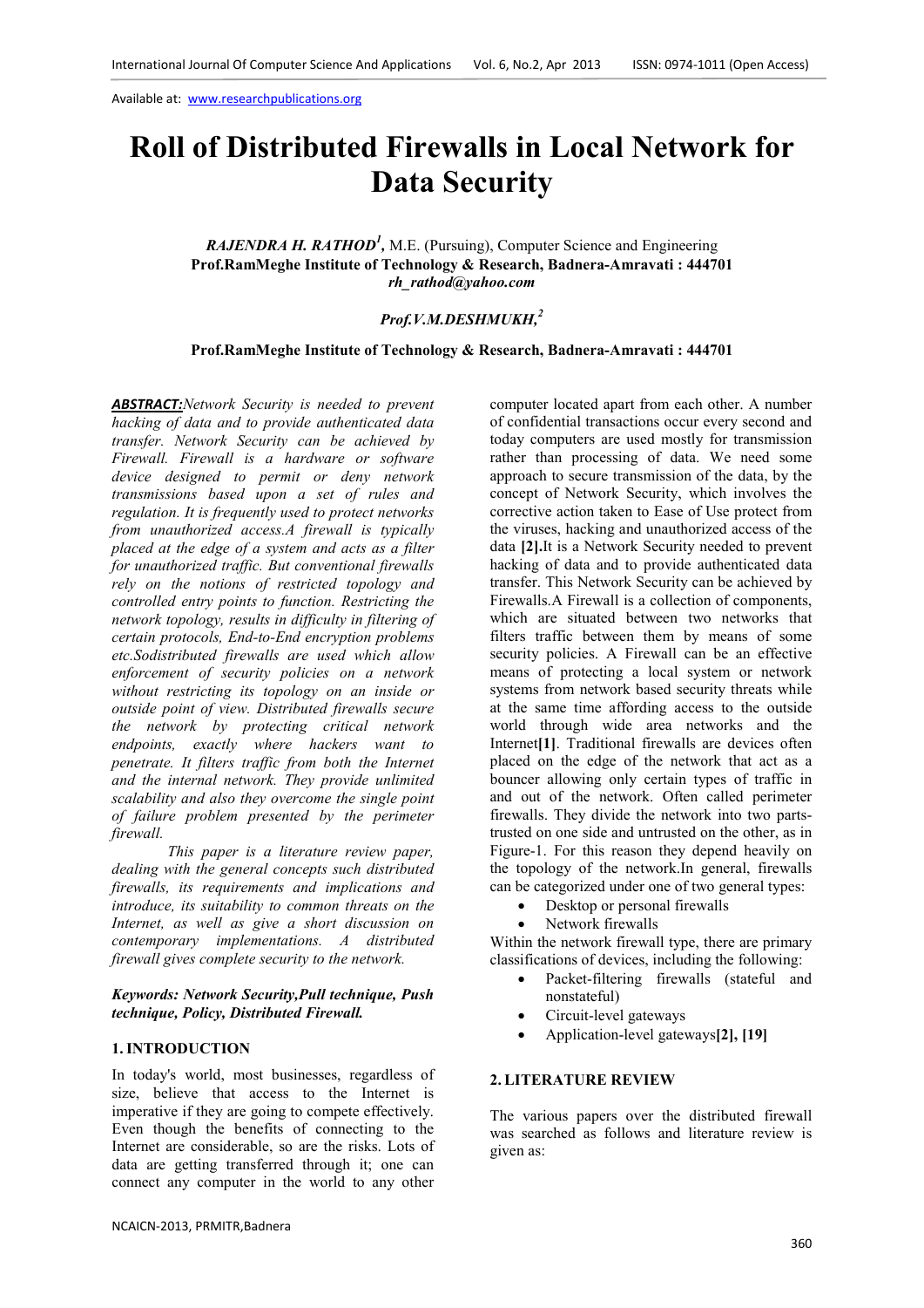Available at: www.researchpublications.org

# Roll of Distributed Firewalls in Local Network for Data Security

***RAJENDRA H. RATHOD[1]***, M.E. (Pursuing), Computer Science and Engineering
**Prof.RamMeghe Institute of Technology & Research, Badnera-Amravati : 444701**
***rh_rathod@yahoo.com***

***Prof.V.M.DESHMUKH,[2]***

**Prof.RamMeghe Institute of Technology & Research, Badnera-Amravati : 444701**

***ABSTRACT:****Network Security is needed to prevent hacking of data and to provide authenticated data transfer. Network Security can be achieved by Firewall. Firewall is a hardware or software device designed to permit or deny network transmissions based upon a set of rules and regulation. It is frequently used to protect networks from unauthorized access.A firewall is typically placed at the edge of a system and acts as a filter for unauthorized traffic. But conventional firewalls rely on the notions of restricted topology and controlled entry points to function. Restricting the network topology, results in difficulty in filtering of certain protocols, End-to-End encryption problems etc.Sodistributed firewalls are used which allow enforcement of security policies on a network without restricting its topology on an inside or outside point of view. Distributed firewalls secure the network by protecting critical network endpoints, exactly where hackers want to penetrate. It filters traffic from both the Internet and the internal network. They provide unlimited scalability and also they overcome the single point of failure problem presented by the perimeter firewall.*

*This paper is a literature review paper, dealing with the general concepts such distributed firewalls, its requirements and implications and introduce, its suitability to common threats on the Internet, as well as give a short discussion on contemporary implementations. A distributed firewall gives complete security to the network.*

***Keywords: Network Security,Pull technique, Push technique, Policy, Distributed Firewall.***

## 1. INTRODUCTION

In today's world, most businesses, regardless of size, believe that access to the Internet is imperative if they are going to compete effectively. Even though the benefits of connecting to the Internet are considerable, so are the risks. Lots of data are getting transferred through it; one can connect any computer in the world to any other computer located apart from each other. A number of confidential transactions occur every second and today computers are used mostly for transmission rather than processing of data. We need some approach to secure transmission of the data, by the concept of Network Security, which involves the corrective action taken to Ease of Use protect from the viruses, hacking and unauthorized access of the data **[2]**.It is a Network Security needed to prevent hacking of data and to provide authenticated data transfer. This Network Security can be achieved by Firewalls.A Firewall is a collection of components, which are situated between two networks that filters traffic between them by means of some security policies. A Firewall can be an effective means of protecting a local system or network systems from network based security threats while at the same time affording access to the outside world through wide area networks and the Internet**[1]**. Traditional firewalls are devices often placed on the edge of the network that act as a bouncer allowing only certain types of traffic in and out of the network. Often called perimeter firewalls. They divide the network into two parts-trusted on one side and untrusted on the other, as in Figure-1. For this reason they depend heavily on the topology of the network.In general, firewalls can be categorized under one of two general types:

- Desktop or personal firewalls
- Network firewalls

Within the network firewall type, there are primary classifications of devices, including the following:

- Packet-filtering firewalls (stateful and nonstateful)
- Circuit-level gateways
- Application-level gateways**[2], [19]**

## 2. LITERATURE REVIEW

The various papers over the distributed firewall was searched as follows and literature review is given as: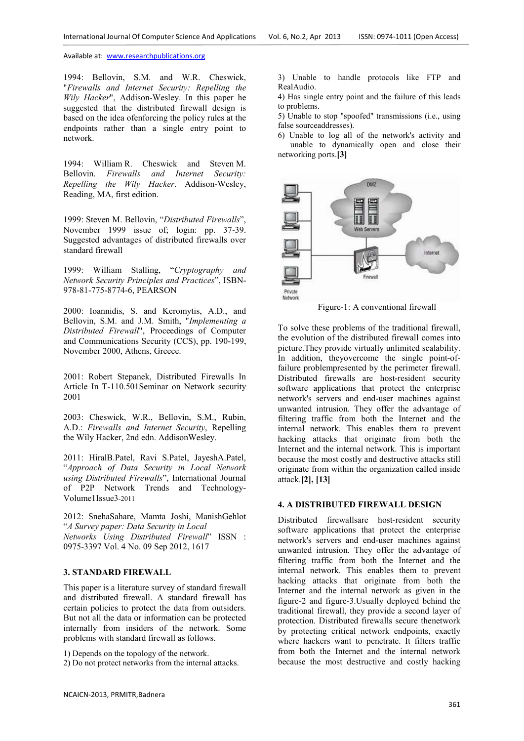Available at: www.researchpublications.org

1994: Bellovin, S.M. and W.R. Cheswick, "*Firewalls and Internet Security: Repelling the Wily Hacker*", Addison-Wesley. In this paper he suggested that the distributed firewall design is based on the idea ofenforcing the policy rules at the endpoints rather than a single entry point to network.

1994: William R. Cheswick and Steven M. Bellovin. *Firewalls and Internet Security: Repelling the Wily Hacker*. Addison-Wesley, Reading, MA, first edition.

1999: Steven M. Bellovin, "*Distributed Firewalls*", November 1999 issue of; login: pp. 37-39. Suggested advantages of distributed firewalls over standard firewall

1999: William Stalling, "*Cryptography and Network Security Principles and Practices*", ISBN-978-81-775-8774-6, PEARSON

2000: Ioannidis, S. and Keromytis, A.D., and Bellovin, S.M. and J.M. Smith, "*Implementing a Distributed Firewall*", Proceedings of Computer and Communications Security (CCS), pp. 190-199, November 2000, Athens, Greece.

2001: Robert Stepanek, Distributed Firewalls In Article In T-110.501Seminar on Network security 2001

2003: Cheswick, W.R., Bellovin, S.M., Rubin, A.D.: *Firewalls and Internet Security*, Repelling the Wily Hacker, 2nd edn. AddisonWesley.

2011: HiralB.Patel, Ravi S.Patel, JayeshA.Patel, "*Approach of Data Security in Local Network using Distributed Firewalls*", International Journal of P2P Network Trends and Technology-Volume1Issue3-2011

2012: SnehaSahare, Mamta Joshi, ManishGehlot "*A Survey paper: Data Security in Local Networks Using Distributed Firewall*" ISSN : 0975-3397 Vol. 4 No. 09 Sep 2012, 1617

## 3. STANDARD FIREWALL

This paper is a literature survey of standard firewall and distributed firewall. A standard firewall has certain policies to protect the data from outsiders. But not all the data or information can be protected internally from insiders of the network. Some problems with standard firewall as follows.

1) Depends on the topology of the network.
2) Do not protect networks from the internal attacks.
3) Unable to handle protocols like FTP and RealAudio.
4) Has single entry point and the failure of this leads to problems.
5) Unable to stop "spoofed" transmissions (i.e., using false sourceaddresses).
6) Unable to log all of the network's activity and unable to dynamically open and close their networking ports.**[3]**

Figure-1: A conventional firewall

To solve these problems of the traditional firewall, the evolution of the distributed firewall comes into picture.They provide virtually unlimited scalability. In addition, theyovercome the single point-of-failure problempresented by the perimeter firewall. Distributed firewalls are host-resident security software applications that protect the enterprise network's servers and end-user machines against unwanted intrusion. They offer the advantage of filtering traffic from both the Internet and the internal network. This enables them to prevent hacking attacks that originate from both the Internet and the internal network. This is important because the most costly and destructive attacks still originate from within the organization called inside attack.**[2], [13]**

## 4. A DISTRIBUTED FIREWALL DESIGN

Distributed firewallsare host-resident security software applications that protect the enterprise network's servers and end-user machines against unwanted intrusion. They offer the advantage of filtering traffic from both the Internet and the internal network. This enables them to prevent hacking attacks that originate from both the Internet and the internal network as given in the figure-2 and figure-3.Usually deployed behind the traditional firewall, they provide a second layer of protection. Distributed firewalls secure thenetwork by protecting critical network endpoints, exactly where hackers want to penetrate. It filters traffic from both the Internet and the internal network because the most destructive and costly hacking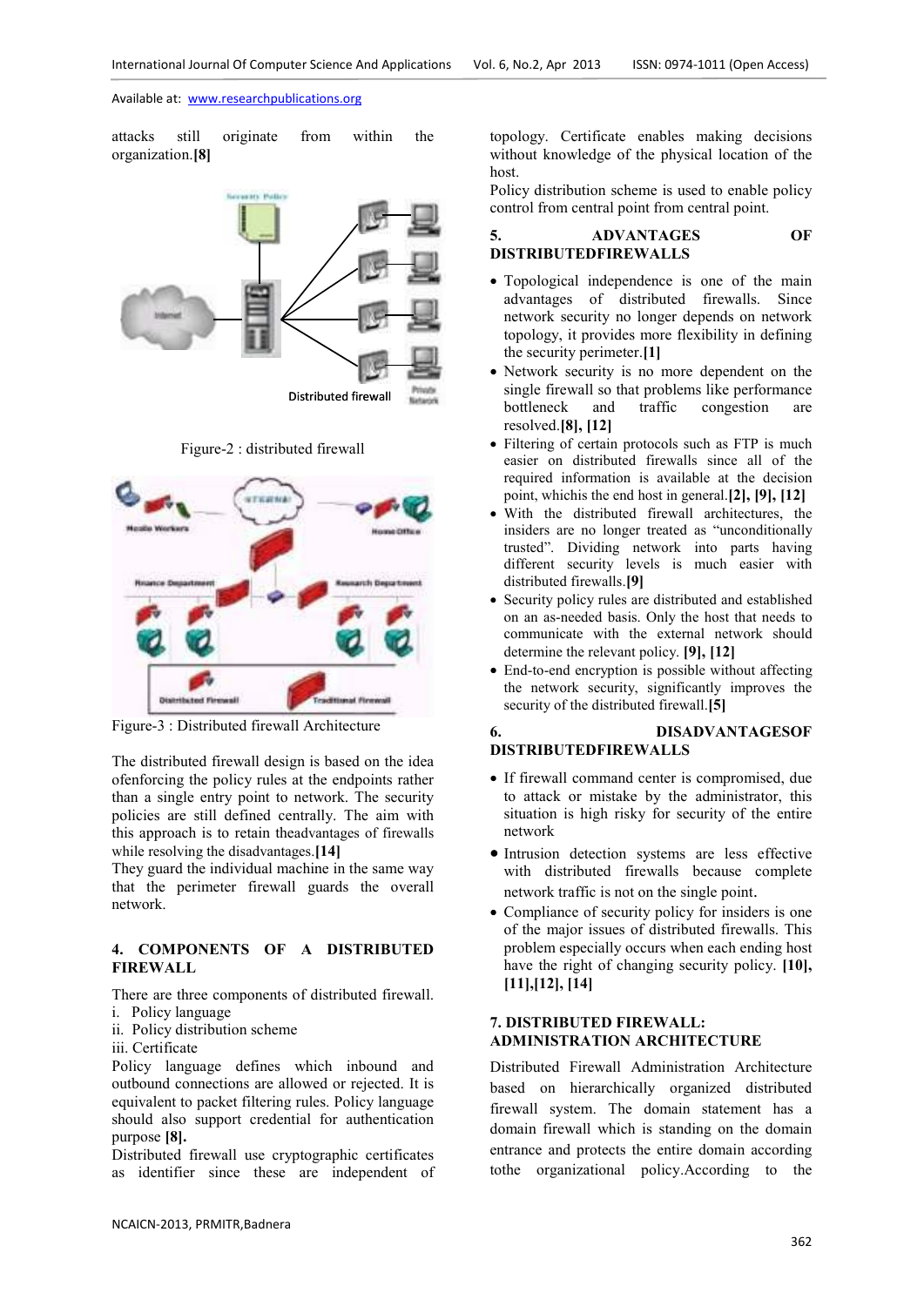attacks still originate from within the organization.**[8]**

Figure-2 : distributed firewall

Figure-3 : Distributed firewall Architecture

The distributed firewall design is based on the idea ofenforcing the policy rules at the endpoints rather than a single entry point to network. The security policies are still defined centrally. The aim with this approach is to retain theadvantages of firewalls while resolving the disadvantages.**[14]**

They guard the individual machine in the same way that the perimeter firewall guards the overall network.

## 4. COMPONENTS OF A DISTRIBUTED FIREWALL

There are three components of distributed firewall.

i. Policy language
ii. Policy distribution scheme
iii. Certificate

Policy language defines which inbound and outbound connections are allowed or rejected. It is equivalent to packet filtering rules. Policy language should also support credential for authentication purpose **[8].**

Distributed firewall use cryptographic certificates as identifier since these are independent of topology. Certificate enables making decisions without knowledge of the physical location of the host.

Policy distribution scheme is used to enable policy control from central point from central point.

## 5. ADVANTAGES OF DISTRIBUTEDFIREWALLS

- Topological independence is one of the main advantages of distributed firewalls. Since network security no longer depends on network topology, it provides more flexibility in defining the security perimeter.**[1]**
- Network security is no more dependent on the single firewall so that problems like performance bottleneck and traffic congestion are resolved.**[8], [12]**
- Filtering of certain protocols such as FTP is much easier on distributed firewalls since all of the required information is available at the decision point, which is the end host in general.**[2], [9], [12]**
- With the distributed firewall architectures, the insiders are no longer treated as "unconditionally trusted". Dividing network into parts having different security levels is much easier with distributed firewalls.**[9]**
- Security policy rules are distributed and established on an as-needed basis. Only the host that needs to communicate with the external network should determine the relevant policy. **[9], [12]**
- End-to-end encryption is possible without affecting the network security, significantly improves the security of the distributed firewall.**[5]**

## 6. DISADVANTAGESOF DISTRIBUTEDFIREWALLS

- If firewall command center is compromised, due to attack or mistake by the administrator, this situation is high risky for security of the entire network
- Intrusion detection systems are less effective with distributed firewalls because complete network traffic is not on the single point.
- Compliance of security policy for insiders is one of the major issues of distributed firewalls. This problem especially occurs when each ending host have the right of changing security policy. **[10], [11],[12], [14]**

## 7. DISTRIBUTED FIREWALL: ADMINISTRATION ARCHITECTURE

Distributed Firewall Administration Architecture based on hierarchically organized distributed firewall system. The domain statement has a domain firewall which is standing on the domain entrance and protects the entire domain according tothe organizational policy.According to the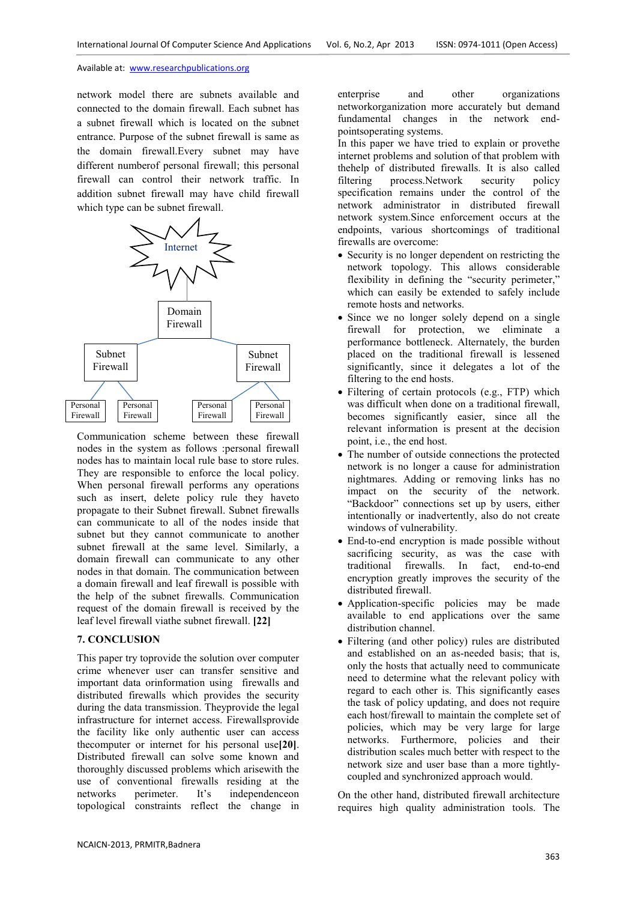network model there are subnets available and connected to the domain firewall. Each subnet has a subnet firewall which is located on the subnet entrance. Purpose of the subnet firewall is same as the domain firewall.Every subnet may have different numberof personal firewall; this personal firewall can control their network traffic. In addition subnet firewall may have child firewall which type can be subnet firewall.

Internet

Domain Firewall

Subnet Firewall | Subnet Firewall

Personal Firewall | Personal Firewall | Personal Firewall | Personal Firewall

Communication scheme between these firewall nodes in the system as follows :personal firewall nodes has to maintain local rule base to store rules. They are responsible to enforce the local policy. When personal firewall performs any operations such as insert, delete policy rule they haveto propagate to their Subnet firewalls. Subnet firewalls can communicate to all of the nodes inside that subnet but they cannot communicate to another subnet firewall at the same level. Similarly, a domain firewall can communicate to any other nodes in that domain. The communication between a domain firewall and leaf firewall is possible with the help of the subnet firewalls. Communication request of the domain firewall is received by the leaf level firewall viathe subnet firewall. **[22]**

## 7. CONCLUSION

This paper try toprovide the solution over computer crime whenever user can transfer sensitive and important data orinformation using firewalls and distributed firewalls which provides the security during the data transmission. Theyprovide the legal infrastructure for internet access. Firewallsprovide the facility like only authentic user can access thecomputer or internet for his personal use**[20]**. Distributed firewall can solve some known and thoroughly discussed problems which arisewith the use of conventional firewalls residing at the networks perimeter. It's independenceon topological constraints reflect the change in enterprise and other organizations networkorganization more accurately but demand fundamental changes in the network end-pointsoperating systems.

In this paper we have tried to explain or provethe internet problems and solution of that problem with thehelp of distributed firewalls. It is also called filtering process.Network security policy specification remains under the control of the network administrator in distributed firewall network system.Since enforcement occurs at the endpoints, various shortcomings of traditional firewalls are overcome:

- Security is no longer dependent on restricting the network topology. This allows considerable flexibility in defining the "security perimeter," which can easily be extended to safely include remote hosts and networks.
- Since we no longer solely depend on a single firewall for protection, we eliminate a performance bottleneck. Alternately, the burden placed on the traditional firewall is lessened significantly, since it delegates a lot of the filtering to the end hosts.
- Filtering of certain protocols (e.g., FTP) which was difficult when done on a traditional firewall, becomes significantly easier, since all the relevant information is present at the decision point, i.e., the end host.
- The number of outside connections the protected network is no longer a cause for administration nightmares. Adding or removing links has no impact on the security of the network. "Backdoor" connections set up by users, either intentionally or inadvertently, also do not create windows of vulnerability.
- End-to-end encryption is made possible without sacrificing security, as was the case with traditional firewalls. In fact, end-to-end encryption greatly improves the security of the distributed firewall.
- Application-specific policies may be made available to end applications over the same distribution channel.
- Filtering (and other policy) rules are distributed and established on an as-needed basis; that is, only the hosts that actually need to communicate need to determine what the relevant policy with regard to each other is. This significantly eases the task of policy updating, and does not require each host/firewall to maintain the complete set of policies, which may be very large for large networks. Furthermore, policies and their distribution scales much better with respect to the network size and user base than a more tightly-coupled and synchronized approach would.

On the other hand, distributed firewall architecture requires high quality administration tools. The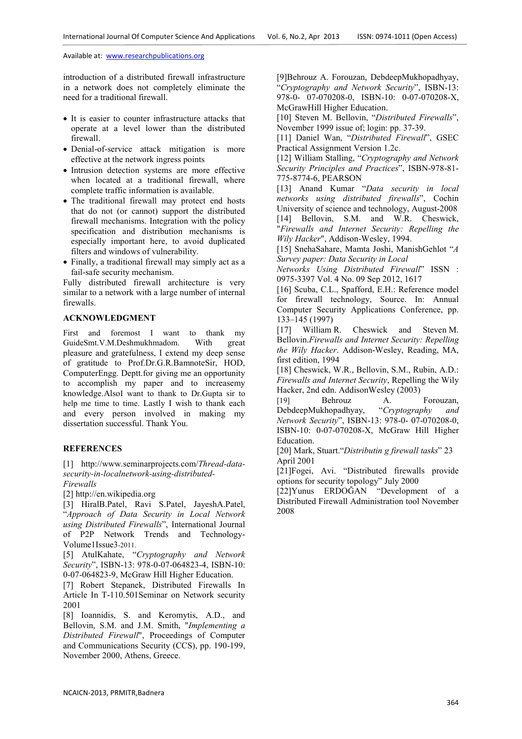introduction of a distributed firewall infrastructure in a network does not completely eliminate the need for a traditional firewall.

- It is easier to counter infrastructure attacks that operate at a level lower than the distributed firewall.
- Denial-of-service attack mitigation is more effective at the network ingress points
- Intrusion detection systems are more effective when located at a traditional firewall, where complete traffic information is available.
- The traditional firewall may protect end hosts that do not (or cannot) support the distributed firewall mechanisms. Integration with the policy specification and distribution mechanisms is especially important here, to avoid duplicated filters and windows of vulnerability.
- Finally, a traditional firewall may simply act as a fail-safe security mechanism.

Fully distributed firewall architecture is very similar to a network with a large number of internal firewalls.

## ACKNOWLEDGMENT

First and foremost I want to thank my GuideSmt.V.M.Deshmukhmadom. With great pleasure and gratefulness, I extend my deep sense of gratitude to Prof.Dr.G.R.BamnoteSir, HOD, ComputerEngg. Deptt.for giving me an opportunity to accomplish my paper and to increasemy knowledge.AlsoI want to thank to Dr.Gupta sir to help me time to time. Lastly I wish to thank each and every person involved in making my dissertation successful. Thank You.

## REFERENCES

[1] http://www.seminarprojects.com/*Thread-data-security-in-localnetwork-using-distributed-Firewalls*

[2] http://en.wikipedia.org

[3] HiralB.Patel, Ravi S.Patel, JayeshA.Patel, "*Approach of Data Security in Local Network using Distributed Firewalls*", International Journal of P2P Network Trends and Technology-Volume1Issue3-2011.

[5] AtulKahate, "*Cryptography and Network Security*", ISBN-13: 978-0-07-064823-4, ISBN-10: 0-07-064823-9, McGraw Hill Higher Education.

[7] Robert Stepanek, Distributed Firewalls In Article In T-110.501Seminar on Network security 2001

[8] Ioannidis, S. and Keromytis, A.D., and Bellovin, S.M. and J.M. Smith, "*Implementing a Distributed Firewall*", Proceedings of Computer and Communications Security (CCS), pp. 190-199, November 2000, Athens, Greece.

[9]Behrouz A. Forouzan, DebdeepMukhopadhyay, "*Cryptography and Network Security*", ISBN-13: 978-0- 07-070208-0, ISBN-10: 0-07-070208-X, McGrawHill Higher Education.

[10] Steven M. Bellovin, "*Distributed Firewalls*", November 1999 issue of; login: pp. 37-39.

[11] Daniel Wan, "*Distributed Firewall*", GSEC Practical Assignment Version 1.2c.

[12] William Stalling, "*Cryptography and Network Security Principles and Practices*", ISBN-978-81-775-8774-6, PEARSON

[13] Anand Kumar "*Data security in local networks using distributed firewalls*", Cochin University of science and technology, August-2008

[14] Bellovin, S.M. and W.R. Cheswick, "*Firewalls and Internet Security: Repelling the Wily Hacker*", Addison-Wesley, 1994.

[15] SnehaSahare, Mamta Joshi, ManishGehlot "*A Survey paper: Data Security in Local Networks Using Distributed Firewall*" ISSN : 0975-3397 Vol. 4 No. 09 Sep 2012, 1617

[16] Scuba, C.L., Spafford, E.H.: Reference model for firewall technology, Source. In: Annual Computer Security Applications Conference, pp. 133–145 (1997)

[17] William R. Cheswick and Steven M. Bellovin.*Firewalls and Internet Security: Repelling the Wily Hacker*. Addison-Wesley, Reading, MA, first edition, 1994

[18] Cheswick, W.R., Bellovin, S.M., Rubin, A.D.: *Firewalls and Internet Security*, Repelling the Wily Hacker, 2nd edn. AddisonWesley (2003)

[19] Behrouz A. Forouzan, DebdeepMukhopadhyay, "*Cryptography and Network Security*", ISBN-13: 978-0- 07-070208-0, ISBN-10: 0-07-070208-X, McGraw Hill Higher Education.

[20] Mark, Stuart."*Distributin g firewall tasks*" 23 April 2001

[21]Fogei, Avi. "Distributed firewalls provide options for security topology" July 2000

[22]Yunus ERDOĞAN "Development of a Distributed Firewall Administration tool November 2008